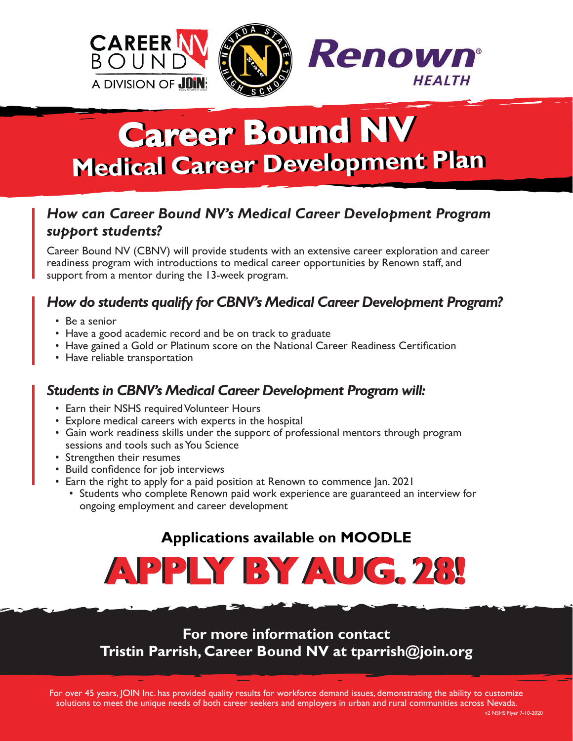CAREER BOUND A DIVISION OF JOIN

NEVADA STATE HIGH SCHOOL

Renown HEALTH

# Career Bound NV

## Medical Career Development Plan

### *How can Career Bound NV's Medical Career Development Program support students?*

Career Bound NV (CBNV) will provide students with an extensive career exploration and career readiness program with introductions to medical career opportunities by Renown staff, and support from a mentor during the 13-week program.

### *How do students qualify for CBNV's Medical Career Development Program?*

- Be a senior
- Have a good academic record and be on track to graduate
- Have gained a Gold or Platinum score on the National Career Readiness Certification
- Have reliable transportation

### *Students in CBNV's Medical Career Development Program will:*

- Earn their NSHS required Volunteer Hours
- Explore medical careers with experts in the hospital
- Gain work readiness skills under the support of professional mentors through program sessions and tools such as You Science
- Strengthen their resumes
- Build confidence for job interviews
- Earn the right to apply for a paid position at Renown to commence Jan. 2021
  - Students who complete Renown paid work experience are guaranteed an interview for ongoing employment and career development

**Applications available on MOODLE**

# APPLY BY AUG. 28!

**For more information contact**
**Tristin Parrish, Career Bound NV at tparrish@join.org**

For over 45 years, JOIN Inc. has provided quality results for workforce demand issues, demonstrating the ability to customize solutions to meet the unique needs of both career seekers and employers in urban and rural communities across Nevada.

v2 NSHS Flyer 7-10-2020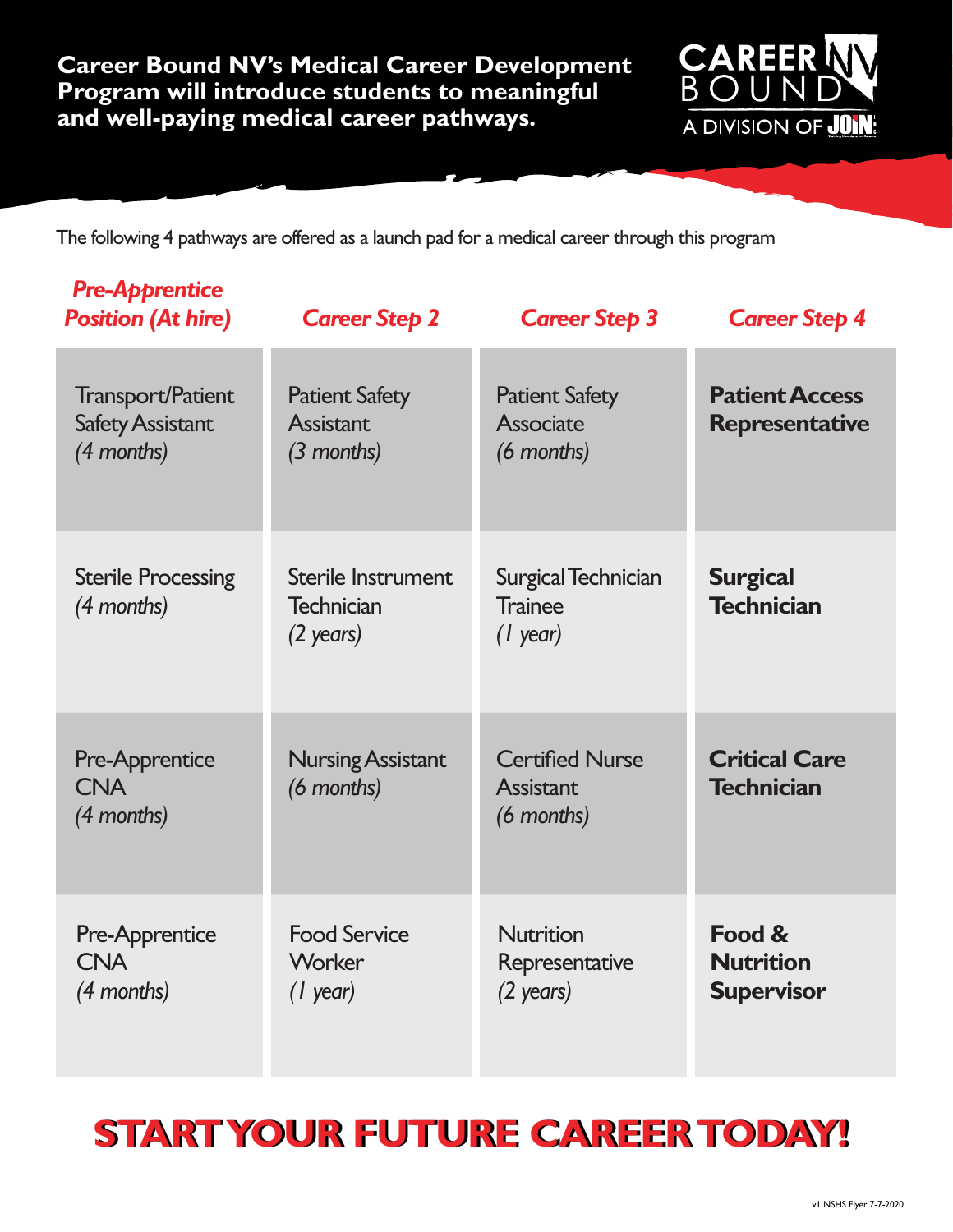**Career Bound NV's Medical Career Development Program will introduce students to meaningful and well-paying medical career pathways.**

CAREER BOUND NV
A DIVISION OF JOIN

The following 4 pathways are offered as a launch pad for a medical career through this program

| *Pre-Apprentice Position (At hire)* | *Career Step 2* | *Career Step 3* | *Career Step 4* |
|---|---|---|---|
| Transport/Patient Safety Assistant *(4 months)* | Patient Safety Assistant *(3 months)* | Patient Safety Associate *(6 months)* | **Patient Access Representative** |
| Sterile Processing *(4 months)* | Sterile Instrument Technician *(2 years)* | Surgical Technician Trainee *(1 year)* | **Surgical Technician** |
| Pre-Apprentice CNA *(4 months)* | Nursing Assistant *(6 months)* | Certified Nurse Assistant *(6 months)* | **Critical Care Technician** |
| Pre-Apprentice CNA *(4 months)* | Food Service Worker *(1 year)* | Nutrition Representative *(2 years)* | **Food & Nutrition Supervisor** |

# START YOUR FUTURE CAREER TODAY!

v1 NSHS Flyer 7-7-2020